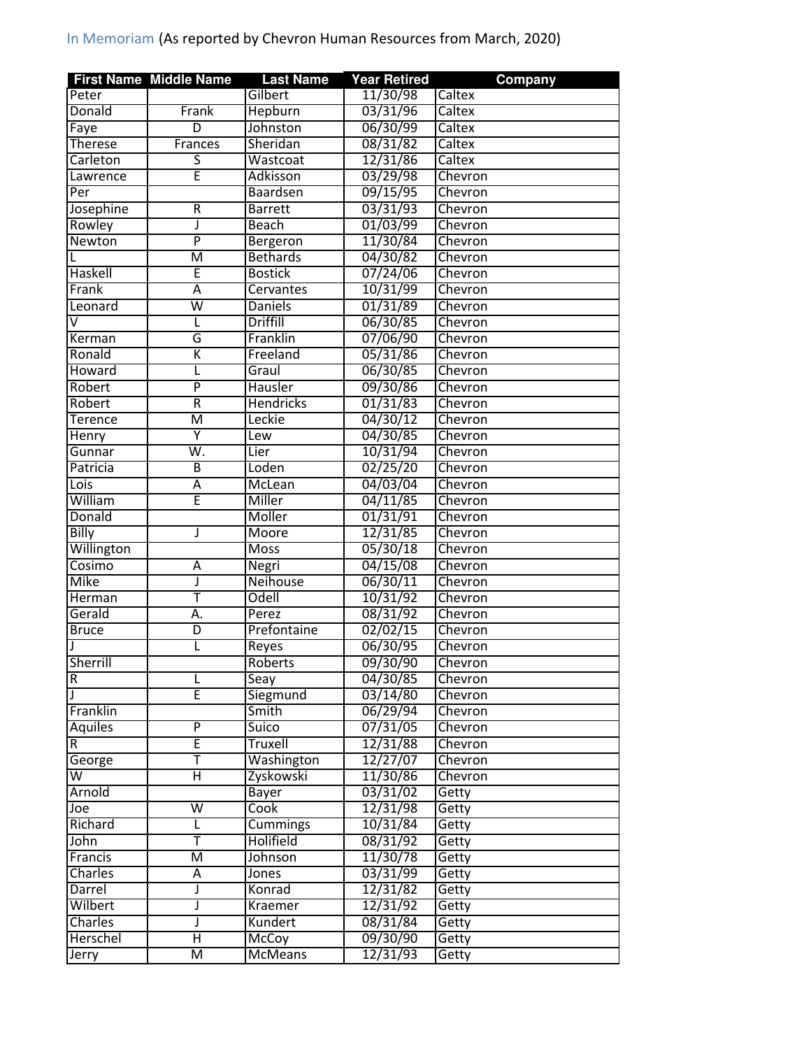In Memoriam (As reported by Chevron Human Resources from March, 2020)

| First Name | Middle Name | Last Name | Year Retired | Company |
|---|---|---|---|---|
| Peter | | Gilbert | 11/30/98 | Caltex |
| Donald | Frank | Hepburn | 03/31/96 | Caltex |
| Faye | D | Johnston | 06/30/99 | Caltex |
| Therese | Frances | Sheridan | 08/31/82 | Caltex |
| Carleton | S | Wastcoat | 12/31/86 | Caltex |
| Lawrence | E | Adkisson | 03/29/98 | Chevron |
| Per | | Baardsen | 09/15/95 | Chevron |
| Josephine | R | Barrett | 03/31/93 | Chevron |
| Rowley | J | Beach | 01/03/99 | Chevron |
| Newton | P | Bergeron | 11/30/84 | Chevron |
| L | M | Bethards | 04/30/82 | Chevron |
| Haskell | E | Bostick | 07/24/06 | Chevron |
| Frank | A | Cervantes | 10/31/99 | Chevron |
| Leonard | W | Daniels | 01/31/89 | Chevron |
| V | L | Driffill | 06/30/85 | Chevron |
| Kerman | G | Franklin | 07/06/90 | Chevron |
| Ronald | K | Freeland | 05/31/86 | Chevron |
| Howard | L | Graul | 06/30/85 | Chevron |
| Robert | P | Hausler | 09/30/86 | Chevron |
| Robert | R | Hendricks | 01/31/83 | Chevron |
| Terence | M | Leckie | 04/30/12 | Chevron |
| Henry | Y | Lew | 04/30/85 | Chevron |
| Gunnar | W. | Lier | 10/31/94 | Chevron |
| Patricia | B | Loden | 02/25/20 | Chevron |
| Lois | A | McLean | 04/03/04 | Chevron |
| William | E | Miller | 04/11/85 | Chevron |
| Donald | | Moller | 01/31/91 | Chevron |
| Billy | J | Moore | 12/31/85 | Chevron |
| Willington | | Moss | 05/30/18 | Chevron |
| Cosimo | A | Negri | 04/15/08 | Chevron |
| Mike | J | Neihouse | 06/30/11 | Chevron |
| Herman | T | Odell | 10/31/92 | Chevron |
| Gerald | A. | Perez | 08/31/92 | Chevron |
| Bruce | D | Prefontaine | 02/02/15 | Chevron |
| J | L | Reyes | 06/30/95 | Chevron |
| Sherrill | | Roberts | 09/30/90 | Chevron |
| R | L | Seay | 04/30/85 | Chevron |
| J | E | Siegmund | 03/14/80 | Chevron |
| Franklin | | Smith | 06/29/94 | Chevron |
| Aquiles | P | Suico | 07/31/05 | Chevron |
| R | E | Truxell | 12/31/88 | Chevron |
| George | T | Washington | 12/27/07 | Chevron |
| W | H | Zyskowski | 11/30/86 | Chevron |
| Arnold | | Bayer | 03/31/02 | Getty |
| Joe | W | Cook | 12/31/98 | Getty |
| Richard | L | Cummings | 10/31/84 | Getty |
| John | T | Holifield | 08/31/92 | Getty |
| Francis | M | Johnson | 11/30/78 | Getty |
| Charles | A | Jones | 03/31/99 | Getty |
| Darrel | J | Konrad | 12/31/82 | Getty |
| Wilbert | J | Kraemer | 12/31/92 | Getty |
| Charles | J | Kundert | 08/31/84 | Getty |
| Herschel | H | McCoy | 09/30/90 | Getty |
| Jerry | M | McMeans | 12/31/93 | Getty |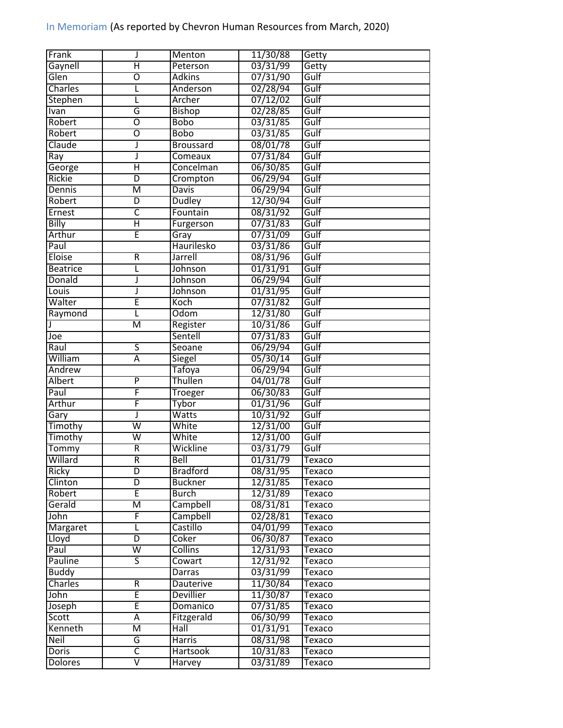In Memoriam (As reported by Chevron Human Resources from March, 2020)

| | | | | |
|---|---|---|---|---|
| Frank | J | Menton | 11/30/88 | Getty |
| Gaynell | H | Peterson | 03/31/99 | Getty |
| Glen | O | Adkins | 07/31/90 | Gulf |
| Charles | L | Anderson | 02/28/94 | Gulf |
| Stephen | L | Archer | 07/12/02 | Gulf |
| Ivan | G | Bishop | 02/28/85 | Gulf |
| Robert | O | Bobo | 03/31/85 | Gulf |
| Robert | O | Bobo | 03/31/85 | Gulf |
| Claude | J | Broussard | 08/01/78 | Gulf |
| Ray | J | Comeaux | 07/31/84 | Gulf |
| George | H | Concelman | 06/30/85 | Gulf |
| Rickie | D | Crompton | 06/29/94 | Gulf |
| Dennis | M | Davis | 06/29/94 | Gulf |
| Robert | D | Dudley | 12/30/94 | Gulf |
| Ernest | C | Fountain | 08/31/92 | Gulf |
| Billy | H | Furgerson | 07/31/83 | Gulf |
| Arthur | E | Gray | 07/31/09 | Gulf |
| Paul | | Haurilesko | 03/31/86 | Gulf |
| Eloise | R | Jarrell | 08/31/96 | Gulf |
| Beatrice | L | Johnson | 01/31/91 | Gulf |
| Donald | J | Johnson | 06/29/94 | Gulf |
| Louis | J | Johnson | 01/31/95 | Gulf |
| Walter | E | Koch | 07/31/82 | Gulf |
| Raymond | L | Odom | 12/31/80 | Gulf |
| J | M | Register | 10/31/86 | Gulf |
| Joe | | Sentell | 07/31/83 | Gulf |
| Raul | S | Seoane | 06/29/94 | Gulf |
| William | A | Siegel | 05/30/14 | Gulf |
| Andrew | | Tafoya | 06/29/94 | Gulf |
| Albert | P | Thullen | 04/01/78 | Gulf |
| Paul | F | Troeger | 06/30/83 | Gulf |
| Arthur | F | Tybor | 01/31/96 | Gulf |
| Gary | J | Watts | 10/31/92 | Gulf |
| Timothy | W | White | 12/31/00 | Gulf |
| Timothy | W | White | 12/31/00 | Gulf |
| Tommy | R | Wickline | 03/31/79 | Gulf |
| Willard | R | Bell | 01/31/79 | Texaco |
| Ricky | D | Bradford | 08/31/95 | Texaco |
| Clinton | D | Buckner | 12/31/85 | Texaco |
| Robert | E | Burch | 12/31/89 | Texaco |
| Gerald | M | Campbell | 08/31/81 | Texaco |
| John | F | Campbell | 02/28/81 | Texaco |
| Margaret | L | Castillo | 04/01/99 | Texaco |
| Lloyd | D | Coker | 06/30/87 | Texaco |
| Paul | W | Collins | 12/31/93 | Texaco |
| Pauline | S | Cowart | 12/31/92 | Texaco |
| Buddy | | Darras | 03/31/99 | Texaco |
| Charles | R | Dauterive | 11/30/84 | Texaco |
| John | E | Devillier | 11/30/87 | Texaco |
| Joseph | E | Domanico | 07/31/85 | Texaco |
| Scott | A | Fitzgerald | 06/30/99 | Texaco |
| Kenneth | M | Hall | 01/31/91 | Texaco |
| Neil | G | Harris | 08/31/98 | Texaco |
| Doris | C | Hartsook | 10/31/83 | Texaco |
| Dolores | V | Harvey | 03/31/89 | Texaco |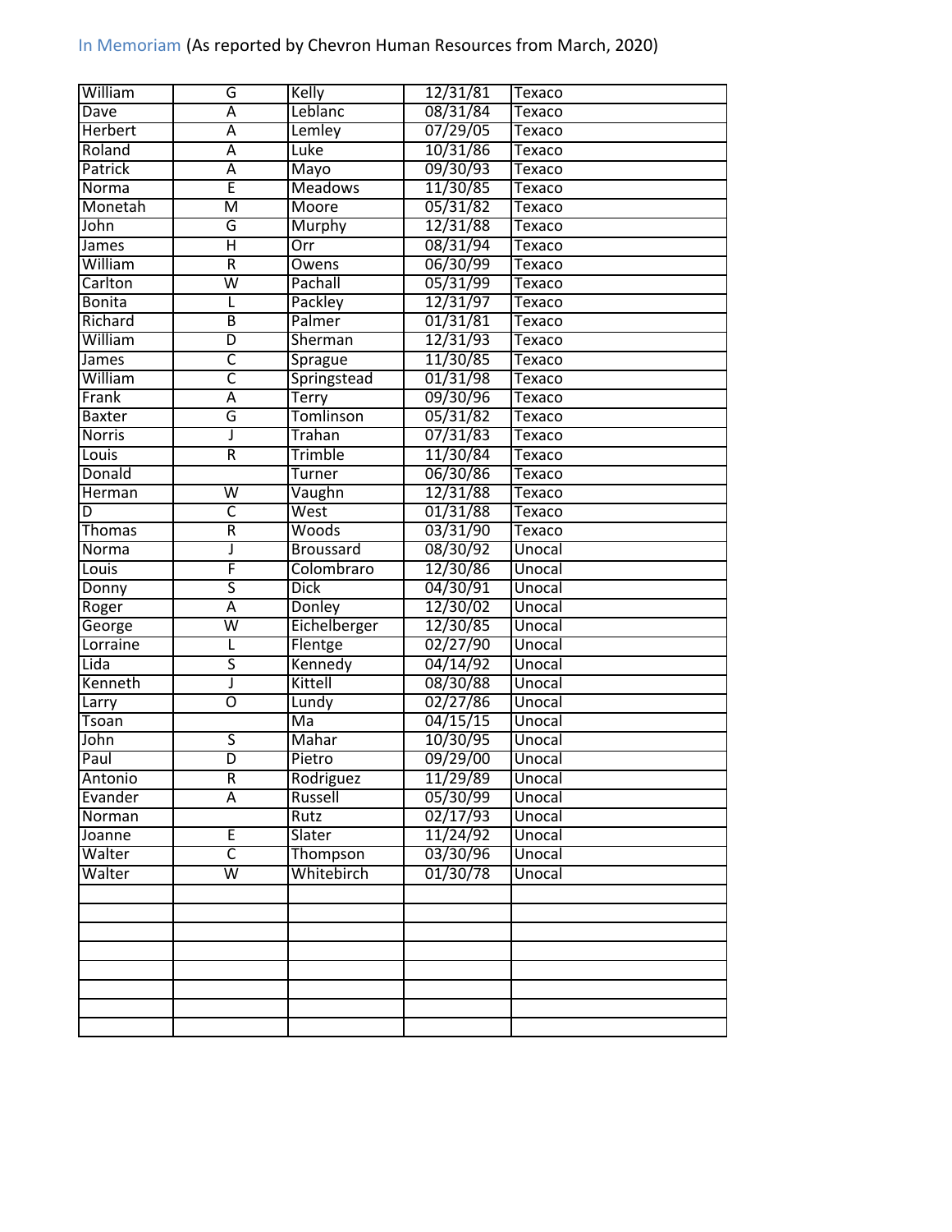In Memoriam (As reported by Chevron Human Resources from March, 2020)

| | | | | |
|---|---|---|---|---|
| William | G | Kelly | 12/31/81 | Texaco |
| Dave | A | Leblanc | 08/31/84 | Texaco |
| Herbert | A | Lemley | 07/29/05 | Texaco |
| Roland | A | Luke | 10/31/86 | Texaco |
| Patrick | A | Mayo | 09/30/93 | Texaco |
| Norma | E | Meadows | 11/30/85 | Texaco |
| Monetah | M | Moore | 05/31/82 | Texaco |
| John | G | Murphy | 12/31/88 | Texaco |
| James | H | Orr | 08/31/94 | Texaco |
| William | R | Owens | 06/30/99 | Texaco |
| Carlton | W | Pachall | 05/31/99 | Texaco |
| Bonita | L | Packley | 12/31/97 | Texaco |
| Richard | B | Palmer | 01/31/81 | Texaco |
| William | D | Sherman | 12/31/93 | Texaco |
| James | C | Sprague | 11/30/85 | Texaco |
| William | C | Springstead | 01/31/98 | Texaco |
| Frank | A | Terry | 09/30/96 | Texaco |
| Baxter | G | Tomlinson | 05/31/82 | Texaco |
| Norris | J | Trahan | 07/31/83 | Texaco |
| Louis | R | Trimble | 11/30/84 | Texaco |
| Donald | | Turner | 06/30/86 | Texaco |
| Herman | W | Vaughn | 12/31/88 | Texaco |
| D | C | West | 01/31/88 | Texaco |
| Thomas | R | Woods | 03/31/90 | Texaco |
| Norma | J | Broussard | 08/30/92 | Unocal |
| Louis | F | Colombraro | 12/30/86 | Unocal |
| Donny | S | Dick | 04/30/91 | Unocal |
| Roger | A | Donley | 12/30/02 | Unocal |
| George | W | Eichelberger | 12/30/85 | Unocal |
| Lorraine | L | Flentge | 02/27/90 | Unocal |
| Lida | S | Kennedy | 04/14/92 | Unocal |
| Kenneth | J | Kittell | 08/30/88 | Unocal |
| Larry | O | Lundy | 02/27/86 | Unocal |
| Tsoan | | Ma | 04/15/15 | Unocal |
| John | S | Mahar | 10/30/95 | Unocal |
| Paul | D | Pietro | 09/29/00 | Unocal |
| Antonio | R | Rodriguez | 11/29/89 | Unocal |
| Evander | A | Russell | 05/30/99 | Unocal |
| Norman | | Rutz | 02/17/93 | Unocal |
| Joanne | E | Slater | 11/24/92 | Unocal |
| Walter | C | Thompson | 03/30/96 | Unocal |
| Walter | W | Whitebirch | 01/30/78 | Unocal |